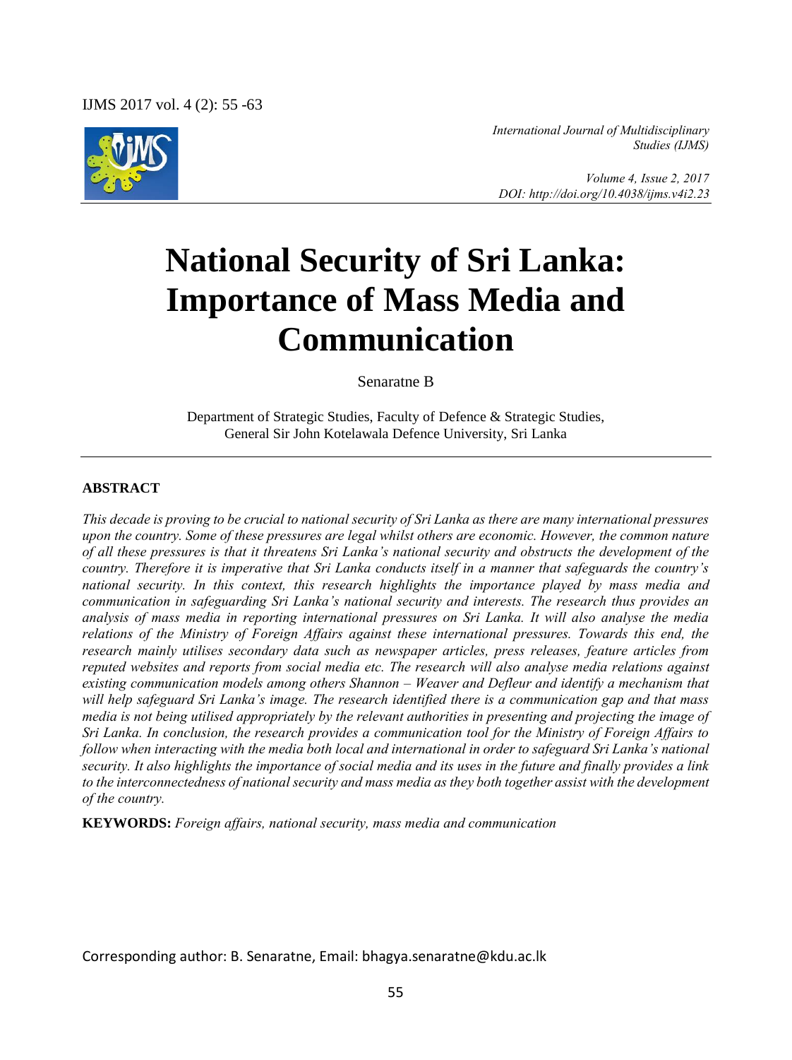# National Security of Sri Lanka: Importance of Mass Media and Communication

Senaratne B

Department of Strategic Studies, Faculty of Defence & Strategic Studies, General Sir John Kotelawala Defence University, Sri Lanka

## ABSTRACT

*This decade is proving to be crucial to national security of Sri Lanka as there are many international pressures upon the country. Some of these pressures are legal whilst others are economic. However, the common nature of all these pressures is that it threatens Sri Lanka's national security and obstructs the development of the country. Therefore it is imperative that Sri Lanka conducts itself in a manner that safeguards the country's national security. In this context, this research highlights the importance played by mass media and communication in safeguarding Sri Lanka's national security and interests. The research thus provides an analysis of mass media in reporting international pressures on Sri Lanka. It will also analyse the media relations of the Ministry of Foreign Affairs against these international pressures. Towards this end, the research mainly utilises secondary data such as newspaper articles, press releases, feature articles from reputed websites and reports from social media etc. The research will also analyse media relations against existing communication models among others Shannon – Weaver and Defleur and identify a mechanism that will help safeguard Sri Lanka's image. The research identified there is a communication gap and that mass media is not being utilised appropriately by the relevant authorities in presenting and projecting the image of Sri Lanka. In conclusion, the research provides a communication tool for the Ministry of Foreign Affairs to follow when interacting with the media both local and international in order to safeguard Sri Lanka's national security. It also highlights the importance of social media and its uses in the future and finally provides a link to the interconnectedness of national security and mass media as they both together assist with the development of the country.*

**KEYWORDS:** *Foreign affairs, national security, mass media and communication*

Corresponding author: B. Senaratne, Email: bhagya.senaratne@kdu.ac.lk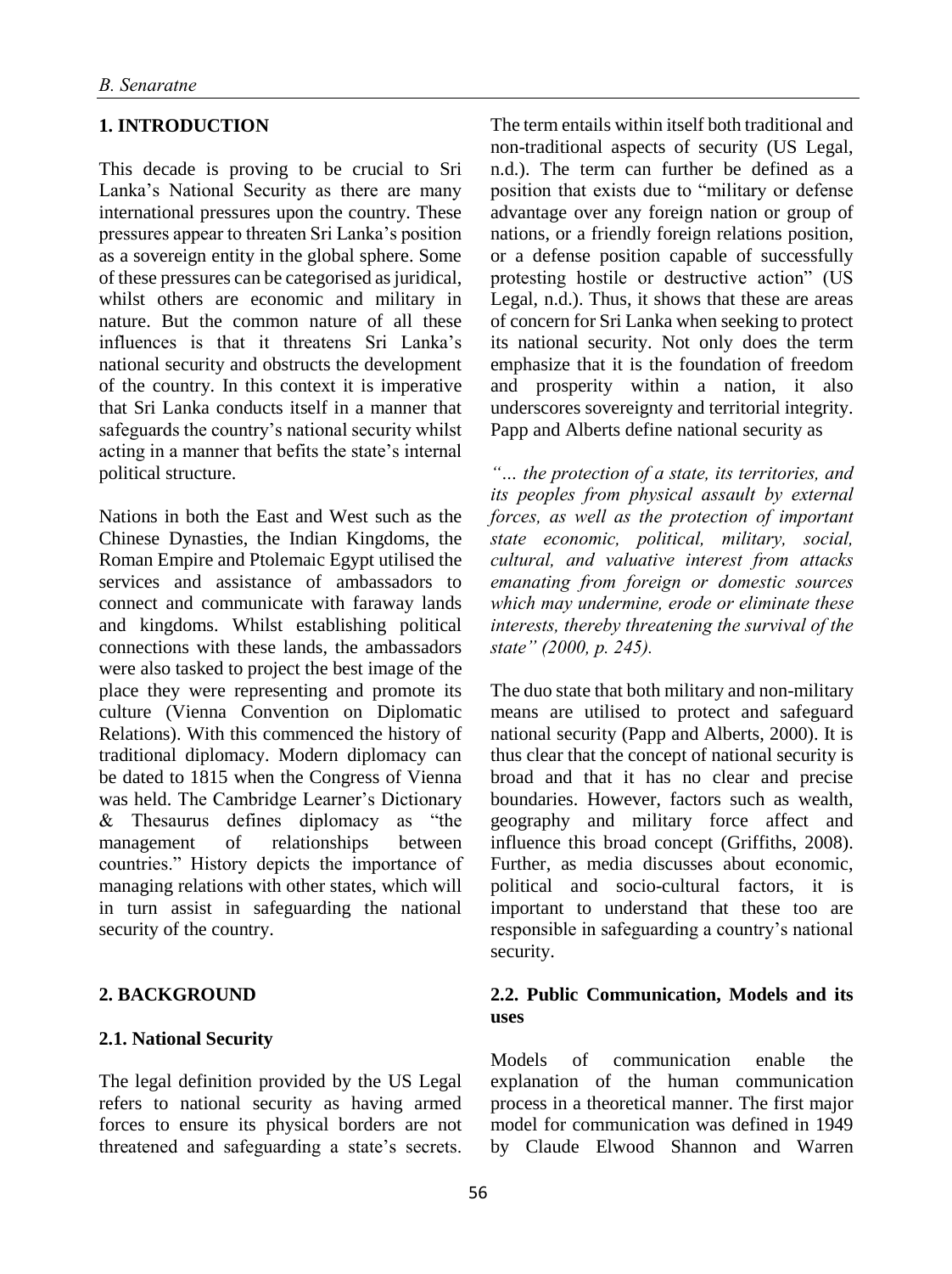## 1. INTRODUCTION

This decade is proving to be crucial to Sri Lanka's National Security as there are many international pressures upon the country. These pressures appear to threaten Sri Lanka's position as a sovereign entity in the global sphere. Some of these pressures can be categorised as juridical, whilst others are economic and military in nature. But the common nature of all these influences is that it threatens Sri Lanka's national security and obstructs the development of the country. In this context it is imperative that Sri Lanka conducts itself in a manner that safeguards the country's national security whilst acting in a manner that befits the state's internal political structure.

Nations in both the East and West such as the Chinese Dynasties, the Indian Kingdoms, the Roman Empire and Ptolemaic Egypt utilised the services and assistance of ambassadors to connect and communicate with faraway lands and kingdoms. Whilst establishing political connections with these lands, the ambassadors were also tasked to project the best image of the place they were representing and promote its culture (Vienna Convention on Diplomatic Relations). With this commenced the history of traditional diplomacy. Modern diplomacy can be dated to 1815 when the Congress of Vienna was held. The Cambridge Learner's Dictionary & Thesaurus defines diplomacy as "the management of relationships between countries." History depicts the importance of managing relations with other states, which will in turn assist in safeguarding the national security of the country.

## 2. BACKGROUND

### 2.1. National Security

The legal definition provided by the US Legal refers to national security as having armed forces to ensure its physical borders are not threatened and safeguarding a state's secrets. The term entails within itself both traditional and non-traditional aspects of security (US Legal, n.d.). The term can further be defined as a position that exists due to "military or defense advantage over any foreign nation or group of nations, or a friendly foreign relations position, or a defense position capable of successfully protesting hostile or destructive action" (US Legal, n.d.). Thus, it shows that these are areas of concern for Sri Lanka when seeking to protect its national security. Not only does the term emphasize that it is the foundation of freedom and prosperity within a nation, it also underscores sovereignty and territorial integrity. Papp and Alberts define national security as

*"… the protection of a state, its territories, and its peoples from physical assault by external forces, as well as the protection of important state economic, political, military, social, cultural, and valuative interest from attacks emanating from foreign or domestic sources which may undermine, erode or eliminate these interests, thereby threatening the survival of the state" (2000, p. 245).*

The duo state that both military and non-military means are utilised to protect and safeguard national security (Papp and Alberts, 2000). It is thus clear that the concept of national security is broad and that it has no clear and precise boundaries. However, factors such as wealth, geography and military force affect and influence this broad concept (Griffiths, 2008). Further, as media discusses about economic, political and socio-cultural factors, it is important to understand that these too are responsible in safeguarding a country's national security.

### 2.2. Public Communication, Models and its uses

Models of communication enable the explanation of the human communication process in a theoretical manner. The first major model for communication was defined in 1949 by Claude Elwood Shannon and Warren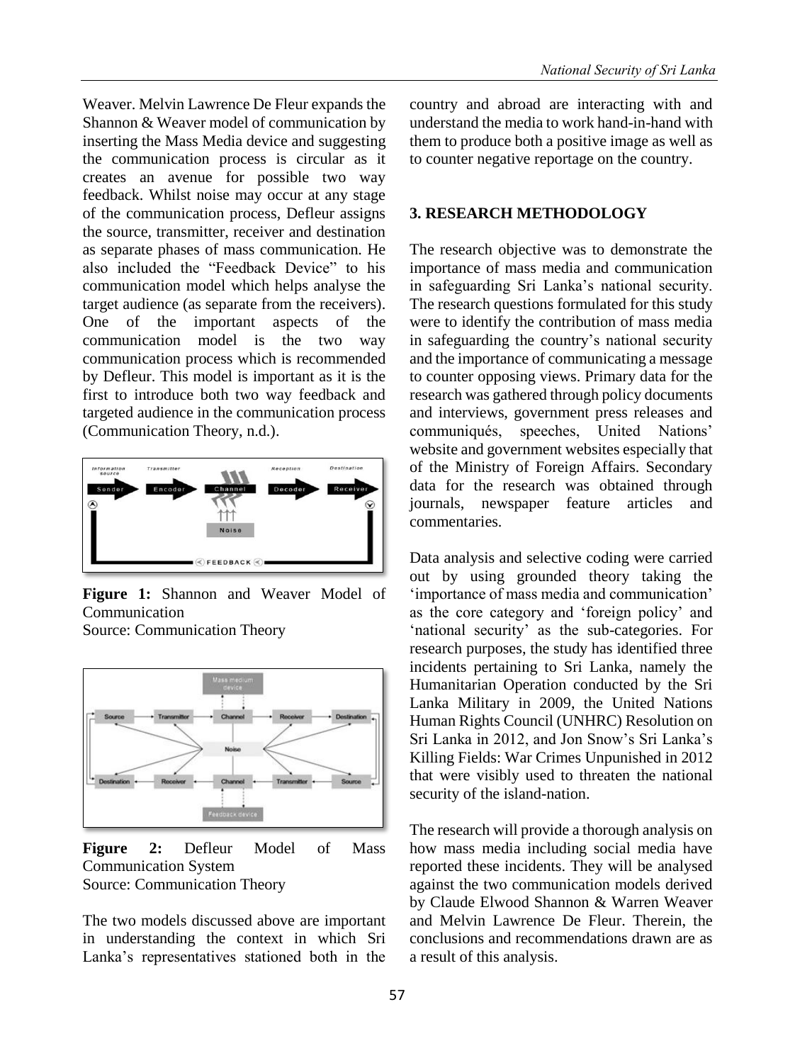Weaver. Melvin Lawrence De Fleur expands the Shannon & Weaver model of communication by inserting the Mass Media device and suggesting the communication process is circular as it creates an avenue for possible two way feedback. Whilst noise may occur at any stage of the communication process, Defleur assigns the source, transmitter, receiver and destination as separate phases of mass communication. He also included the "Feedback Device" to his communication model which helps analyse the target audience (as separate from the receivers). One of the important aspects of the communication model is the two way communication process which is recommended by Defleur. This model is important as it is the first to introduce both two way feedback and targeted audience in the communication process (Communication Theory, n.d.).

**Figure 1:** Shannon and Weaver Model of Communication
Source: Communication Theory

**Figure 2:** Defleur Model of Mass Communication System
Source: Communication Theory

The two models discussed above are important in understanding the context in which Sri Lanka's representatives stationed both in the country and abroad are interacting with and understand the media to work hand-in-hand with them to produce both a positive image as well as to counter negative reportage on the country.

## 3. RESEARCH METHODOLOGY

The research objective was to demonstrate the importance of mass media and communication in safeguarding Sri Lanka's national security. The research questions formulated for this study were to identify the contribution of mass media in safeguarding the country's national security and the importance of communicating a message to counter opposing views. Primary data for the research was gathered through policy documents and interviews, government press releases and communiqués, speeches, United Nations' website and government websites especially that of the Ministry of Foreign Affairs. Secondary data for the research was obtained through journals, newspaper feature articles and commentaries.

Data analysis and selective coding were carried out by using grounded theory taking the 'importance of mass media and communication' as the core category and 'foreign policy' and 'national security' as the sub-categories. For research purposes, the study has identified three incidents pertaining to Sri Lanka, namely the Humanitarian Operation conducted by the Sri Lanka Military in 2009, the United Nations Human Rights Council (UNHRC) Resolution on Sri Lanka in 2012, and Jon Snow's Sri Lanka's Killing Fields: War Crimes Unpunished in 2012 that were visibly used to threaten the national security of the island-nation.

The research will provide a thorough analysis on how mass media including social media have reported these incidents. They will be analysed against the two communication models derived by Claude Elwood Shannon & Warren Weaver and Melvin Lawrence De Fleur. Therein, the conclusions and recommendations drawn are as a result of this analysis.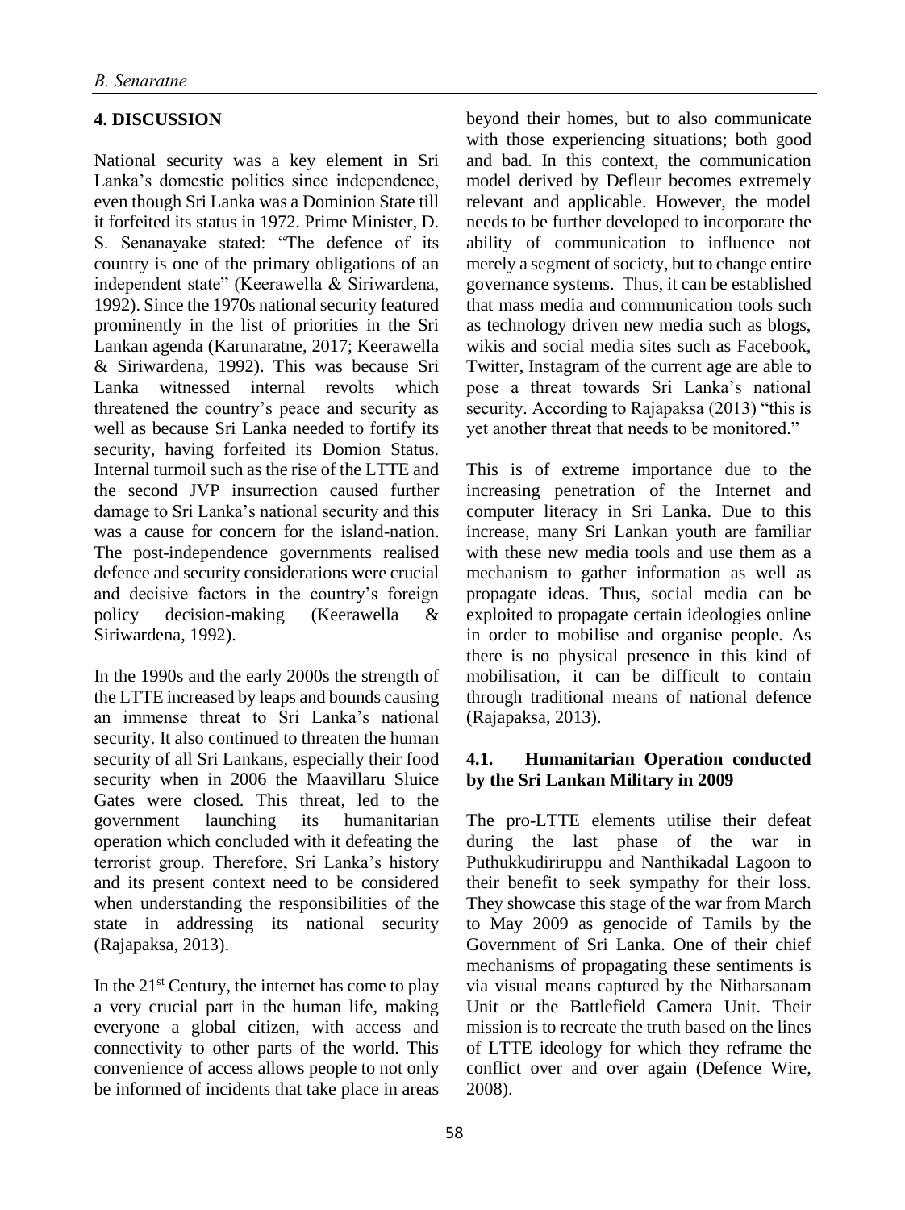## 4. DISCUSSION

National security was a key element in Sri Lanka's domestic politics since independence, even though Sri Lanka was a Dominion State till it forfeited its status in 1972. Prime Minister, D. S. Senanayake stated: "The defence of its country is one of the primary obligations of an independent state" (Keerawella & Siriwardena, 1992). Since the 1970s national security featured prominently in the list of priorities in the Sri Lankan agenda (Karunaratne, 2017; Keerawella & Siriwardena, 1992). This was because Sri Lanka witnessed internal revolts which threatened the country's peace and security as well as because Sri Lanka needed to fortify its security, having forfeited its Domion Status. Internal turmoil such as the rise of the LTTE and the second JVP insurrection caused further damage to Sri Lanka's national security and this was a cause for concern for the island-nation. The post-independence governments realised defence and security considerations were crucial and decisive factors in the country's foreign policy decision-making (Keerawella & Siriwardena, 1992).

In the 1990s and the early 2000s the strength of the LTTE increased by leaps and bounds causing an immense threat to Sri Lanka's national security. It also continued to threaten the human security of all Sri Lankans, especially their food security when in 2006 the Maavillaru Sluice Gates were closed. This threat, led to the government launching its humanitarian operation which concluded with it defeating the terrorist group. Therefore, Sri Lanka's history and its present context need to be considered when understanding the responsibilities of the state in addressing its national security (Rajapaksa, 2013).

In the 21st Century, the internet has come to play a very crucial part in the human life, making everyone a global citizen, with access and connectivity to other parts of the world. This convenience of access allows people to not only be informed of incidents that take place in areas beyond their homes, but to also communicate with those experiencing situations; both good and bad. In this context, the communication model derived by Defleur becomes extremely relevant and applicable. However, the model needs to be further developed to incorporate the ability of communication to influence not merely a segment of society, but to change entire governance systems. Thus, it can be established that mass media and communication tools such as technology driven new media such as blogs, wikis and social media sites such as Facebook, Twitter, Instagram of the current age are able to pose a threat towards Sri Lanka's national security. According to Rajapaksa (2013) "this is yet another threat that needs to be monitored."

This is of extreme importance due to the increasing penetration of the Internet and computer literacy in Sri Lanka. Due to this increase, many Sri Lankan youth are familiar with these new media tools and use them as a mechanism to gather information as well as propagate ideas. Thus, social media can be exploited to propagate certain ideologies online in order to mobilise and organise people. As there is no physical presence in this kind of mobilisation, it can be difficult to contain through traditional means of national defence (Rajapaksa, 2013).

### 4.1. Humanitarian Operation conducted by the Sri Lankan Military in 2009

The pro-LTTE elements utilise their defeat during the last phase of the war in Puthukkudiriruppu and Nanthikadal Lagoon to their benefit to seek sympathy for their loss. They showcase this stage of the war from March to May 2009 as genocide of Tamils by the Government of Sri Lanka. One of their chief mechanisms of propagating these sentiments is via visual means captured by the Nitharsanam Unit or the Battlefield Camera Unit. Their mission is to recreate the truth based on the lines of LTTE ideology for which they reframe the conflict over and over again (Defence Wire, 2008).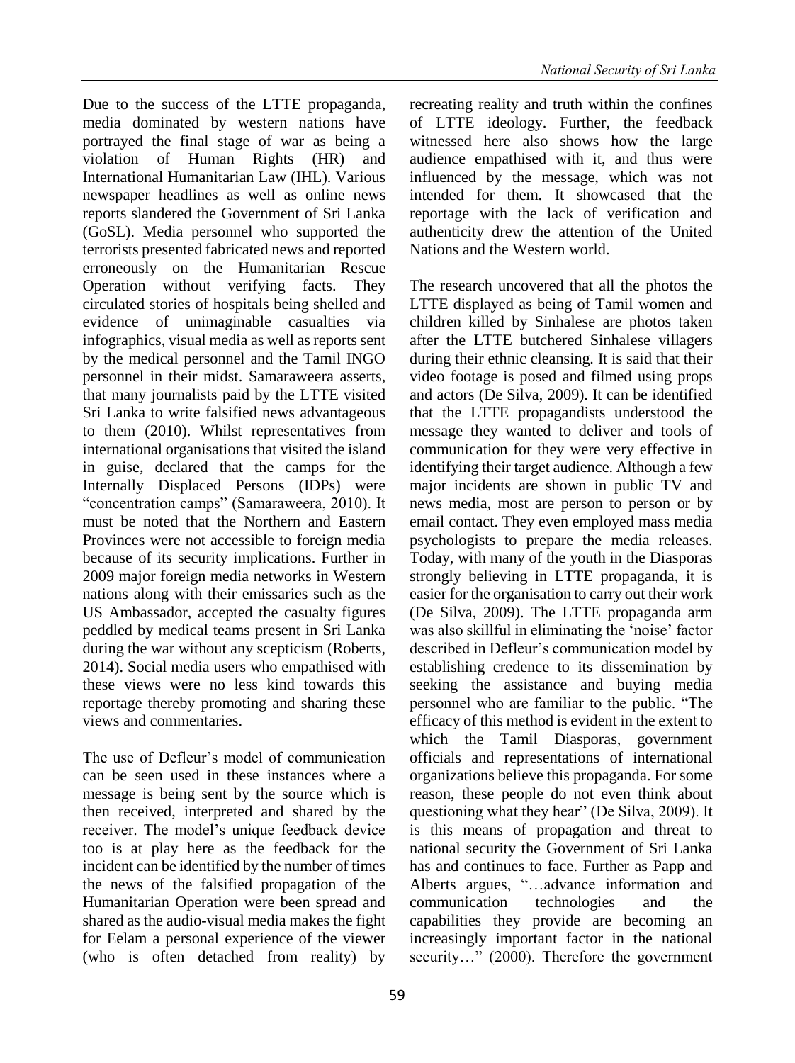Due to the success of the LTTE propaganda, media dominated by western nations have portrayed the final stage of war as being a violation of Human Rights (HR) and International Humanitarian Law (IHL). Various newspaper headlines as well as online news reports slandered the Government of Sri Lanka (GoSL). Media personnel who supported the terrorists presented fabricated news and reported erroneously on the Humanitarian Rescue Operation without verifying facts. They circulated stories of hospitals being shelled and evidence of unimaginable casualties via infographics, visual media as well as reports sent by the medical personnel and the Tamil INGO personnel in their midst. Samaraweera asserts, that many journalists paid by the LTTE visited Sri Lanka to write falsified news advantageous to them (2010). Whilst representatives from international organisations that visited the island in guise, declared that the camps for the Internally Displaced Persons (IDPs) were "concentration camps" (Samaraweera, 2010). It must be noted that the Northern and Eastern Provinces were not accessible to foreign media because of its security implications. Further in 2009 major foreign media networks in Western nations along with their emissaries such as the US Ambassador, accepted the casualty figures peddled by medical teams present in Sri Lanka during the war without any scepticism (Roberts, 2014). Social media users who empathised with these views were no less kind towards this reportage thereby promoting and sharing these views and commentaries.

The use of Defleur's model of communication can be seen used in these instances where a message is being sent by the source which is then received, interpreted and shared by the receiver. The model's unique feedback device too is at play here as the feedback for the incident can be identified by the number of times the news of the falsified propagation of the Humanitarian Operation were been spread and shared as the audio-visual media makes the fight for Eelam a personal experience of the viewer (who is often detached from reality) by recreating reality and truth within the confines of LTTE ideology. Further, the feedback witnessed here also shows how the large audience empathised with it, and thus were influenced by the message, which was not intended for them. It showcased that the reportage with the lack of verification and authenticity drew the attention of the United Nations and the Western world.

The research uncovered that all the photos the LTTE displayed as being of Tamil women and children killed by Sinhalese are photos taken after the LTTE butchered Sinhalese villagers during their ethnic cleansing. It is said that their video footage is posed and filmed using props and actors (De Silva, 2009). It can be identified that the LTTE propagandists understood the message they wanted to deliver and tools of communication for they were very effective in identifying their target audience. Although a few major incidents are shown in public TV and news media, most are person to person or by email contact. They even employed mass media psychologists to prepare the media releases. Today, with many of the youth in the Diasporas strongly believing in LTTE propaganda, it is easier for the organisation to carry out their work (De Silva, 2009). The LTTE propaganda arm was also skillful in eliminating the 'noise' factor described in Defleur's communication model by establishing credence to its dissemination by seeking the assistance and buying media personnel who are familiar to the public. "The efficacy of this method is evident in the extent to which the Tamil Diasporas, government officials and representations of international organizations believe this propaganda. For some reason, these people do not even think about questioning what they hear" (De Silva, 2009). It is this means of propagation and threat to national security the Government of Sri Lanka has and continues to face. Further as Papp and Alberts argues, "…advance information and communication technologies and the capabilities they provide are becoming an increasingly important factor in the national security…" (2000). Therefore the government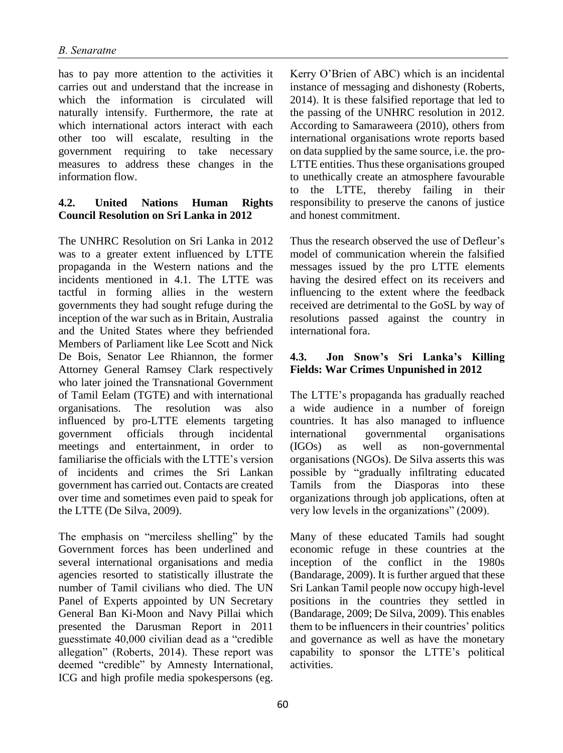has to pay more attention to the activities it carries out and understand that the increase in which the information is circulated will naturally intensify. Furthermore, the rate at which international actors interact with each other too will escalate, resulting in the government requiring to take necessary measures to address these changes in the information flow.

### 4.2. United Nations Human Rights Council Resolution on Sri Lanka in 2012

The UNHRC Resolution on Sri Lanka in 2012 was to a greater extent influenced by LTTE propaganda in the Western nations and the incidents mentioned in 4.1. The LTTE was tactful in forming allies in the western governments they had sought refuge during the inception of the war such as in Britain, Australia and the United States where they befriended Members of Parliament like Lee Scott and Nick De Bois, Senator Lee Rhiannon, the former Attorney General Ramsey Clark respectively who later joined the Transnational Government of Tamil Eelam (TGTE) and with international organisations. The resolution was also influenced by pro-LTTE elements targeting government officials through incidental meetings and entertainment, in order to familiarise the officials with the LTTE's version of incidents and crimes the Sri Lankan government has carried out. Contacts are created over time and sometimes even paid to speak for the LTTE (De Silva, 2009).

The emphasis on "merciless shelling" by the Government forces has been underlined and several international organisations and media agencies resorted to statistically illustrate the number of Tamil civilians who died. The UN Panel of Experts appointed by UN Secretary General Ban Ki-Moon and Navy Pillai which presented the Darusman Report in 2011 guesstimate 40,000 civilian dead as a "credible allegation" (Roberts, 2014). These report was deemed "credible" by Amnesty International, ICG and high profile media spokespersons (eg. Kerry O'Brien of ABC) which is an incidental instance of messaging and dishonesty (Roberts, 2014). It is these falsified reportage that led to the passing of the UNHRC resolution in 2012. According to Samaraweera (2010), others from international organisations wrote reports based on data supplied by the same source, i.e. the pro-LTTE entities. Thus these organisations grouped to unethically create an atmosphere favourable to the LTTE, thereby failing in their responsibility to preserve the canons of justice and honest commitment.

Thus the research observed the use of Defleur's model of communication wherein the falsified messages issued by the pro LTTE elements having the desired effect on its receivers and influencing to the extent where the feedback received are detrimental to the GoSL by way of resolutions passed against the country in international fora.

### 4.3. Jon Snow's Sri Lanka's Killing Fields: War Crimes Unpunished in 2012

The LTTE's propaganda has gradually reached a wide audience in a number of foreign countries. It has also managed to influence international governmental organisations (IGOs) as well as non-governmental organisations (NGOs). De Silva asserts this was possible by "gradually infiltrating educated Tamils from the Diasporas into these organizations through job applications, often at very low levels in the organizations" (2009).

Many of these educated Tamils had sought economic refuge in these countries at the inception of the conflict in the 1980s (Bandarage, 2009). It is further argued that these Sri Lankan Tamil people now occupy high-level positions in the countries they settled in (Bandarage, 2009; De Silva, 2009). This enables them to be influencers in their countries' politics and governance as well as have the monetary capability to sponsor the LTTE's political activities.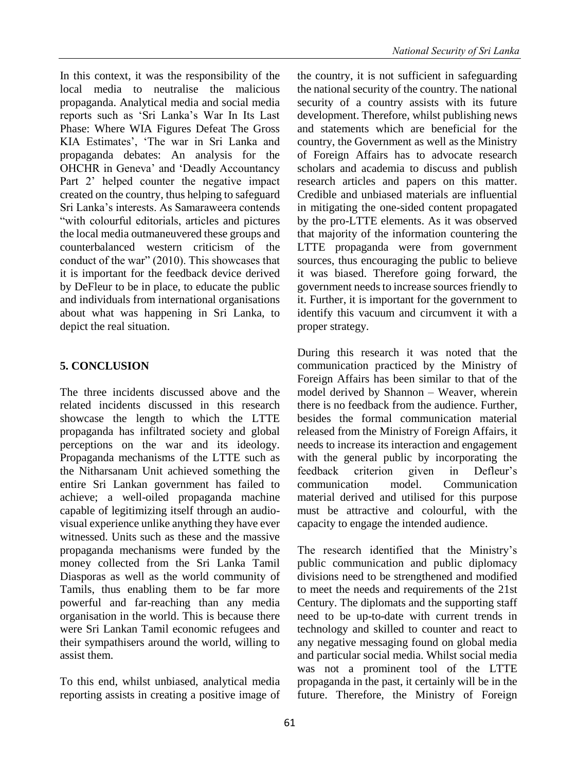In this context, it was the responsibility of the local media to neutralise the malicious propaganda. Analytical media and social media reports such as 'Sri Lanka's War In Its Last Phase: Where WIA Figures Defeat The Gross KIA Estimates', 'The war in Sri Lanka and propaganda debates: An analysis for the OHCHR in Geneva' and 'Deadly Accountancy Part 2' helped counter the negative impact created on the country, thus helping to safeguard Sri Lanka's interests. As Samaraweera contends "with colourful editorials, articles and pictures the local media outmaneuvered these groups and counterbalanced western criticism of the conduct of the war" (2010). This showcases that it is important for the feedback device derived by DeFleur to be in place, to educate the public and individuals from international organisations about what was happening in Sri Lanka, to depict the real situation.

## 5. CONCLUSION

The three incidents discussed above and the related incidents discussed in this research showcase the length to which the LTTE propaganda has infiltrated society and global perceptions on the war and its ideology. Propaganda mechanisms of the LTTE such as the Nitharsanam Unit achieved something the entire Sri Lankan government has failed to achieve; a well-oiled propaganda machine capable of legitimizing itself through an audio-visual experience unlike anything they have ever witnessed. Units such as these and the massive propaganda mechanisms were funded by the money collected from the Sri Lanka Tamil Diasporas as well as the world community of Tamils, thus enabling them to be far more powerful and far-reaching than any media organisation in the world. This is because there were Sri Lankan Tamil economic refugees and their sympathisers around the world, willing to assist them.

To this end, whilst unbiased, analytical media reporting assists in creating a positive image of the country, it is not sufficient in safeguarding the national security of the country. The national security of a country assists with its future development. Therefore, whilst publishing news and statements which are beneficial for the country, the Government as well as the Ministry of Foreign Affairs has to advocate research scholars and academia to discuss and publish research articles and papers on this matter. Credible and unbiased materials are influential in mitigating the one-sided content propagated by the pro-LTTE elements. As it was observed that majority of the information countering the LTTE propaganda were from government sources, thus encouraging the public to believe it was biased. Therefore going forward, the government needs to increase sources friendly to it. Further, it is important for the government to identify this vacuum and circumvent it with a proper strategy.

During this research it was noted that the communication practiced by the Ministry of Foreign Affairs has been similar to that of the model derived by Shannon – Weaver, wherein there is no feedback from the audience. Further, besides the formal communication material released from the Ministry of Foreign Affairs, it needs to increase its interaction and engagement with the general public by incorporating the feedback criterion given in Defleur's communication model. Communication material derived and utilised for this purpose must be attractive and colourful, with the capacity to engage the intended audience.

The research identified that the Ministry's public communication and public diplomacy divisions need to be strengthened and modified to meet the needs and requirements of the 21st Century. The diplomats and the supporting staff need to be up-to-date with current trends in technology and skilled to counter and react to any negative messaging found on global media and particular social media. Whilst social media was not a prominent tool of the LTTE propaganda in the past, it certainly will be in the future. Therefore, the Ministry of Foreign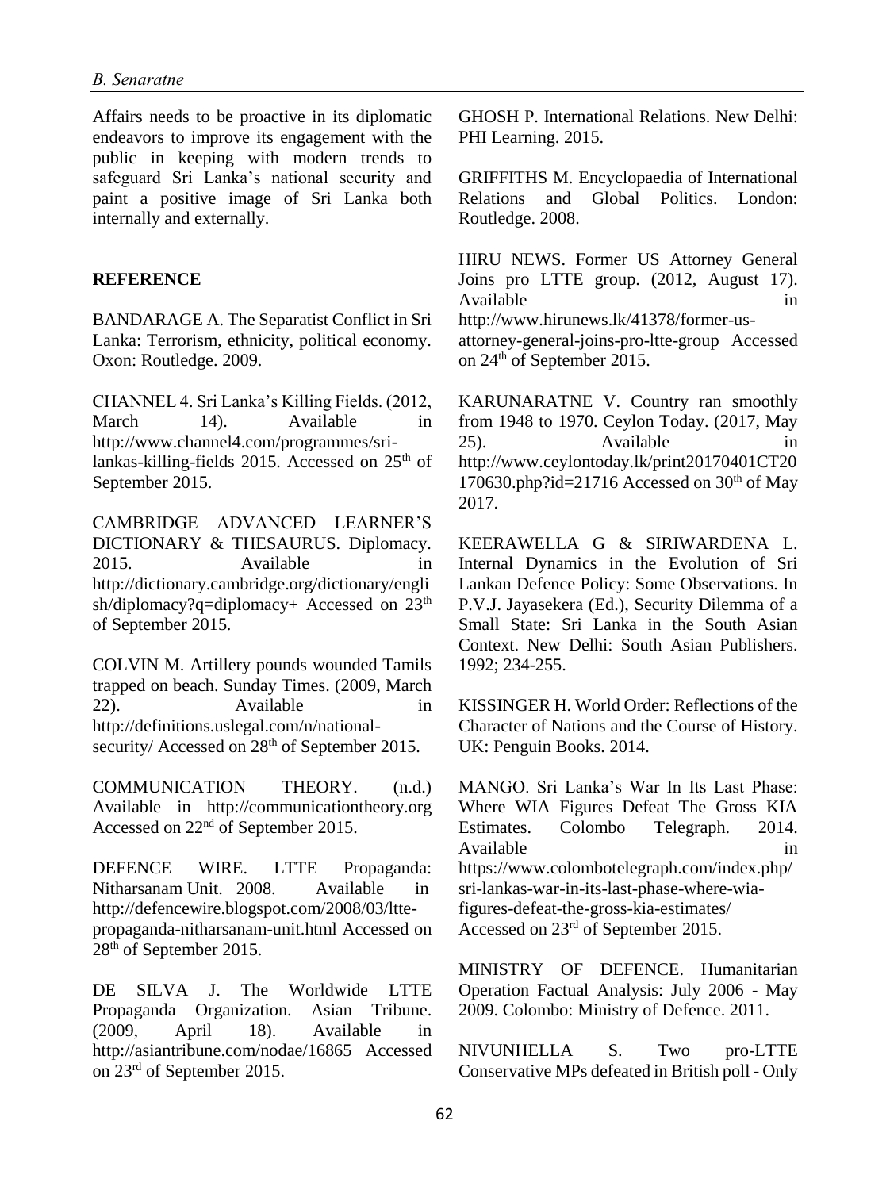Affairs needs to be proactive in its diplomatic endeavors to improve its engagement with the public in keeping with modern trends to safeguard Sri Lanka's national security and paint a positive image of Sri Lanka both internally and externally.

## REFERENCE

BANDARAGE A. The Separatist Conflict in Sri Lanka: Terrorism, ethnicity, political economy. Oxon: Routledge. 2009.

CHANNEL 4. Sri Lanka's Killing Fields. (2012, March 14). Available in http://www.channel4.com/programmes/sri-lankas-killing-fields 2015. Accessed on 25th of September 2015.

CAMBRIDGE ADVANCED LEARNER'S DICTIONARY & THESAURUS. Diplomacy. 2015. Available in http://dictionary.cambridge.org/dictionary/english/diplomacy?q=diplomacy+ Accessed on 23th of September 2015.

COLVIN M. Artillery pounds wounded Tamils trapped on beach. Sunday Times. (2009, March 22). Available in http://definitions.uslegal.com/n/national-security/ Accessed on 28th of September 2015.

COMMUNICATION THEORY. (n.d.) Available in http://communicationtheory.org Accessed on 22nd of September 2015.

DEFENCE WIRE. LTTE Propaganda: Nitharsanam Unit. 2008. Available in http://defencewire.blogspot.com/2008/03/ltte-propaganda-nitharsanam-unit.html Accessed on 28th of September 2015.

DE SILVA J. The Worldwide LTTE Propaganda Organization. Asian Tribune. (2009, April 18). Available in http://asiantribune.com/nodae/16865 Accessed on 23rd of September 2015.

GHOSH P. International Relations. New Delhi: PHI Learning. 2015.

GRIFFITHS M. Encyclopaedia of International Relations and Global Politics. London: Routledge. 2008.

HIRU NEWS. Former US Attorney General Joins pro LTTE group. (2012, August 17). Available in http://www.hirunews.lk/41378/former-us-attorney-general-joins-pro-ltte-group Accessed on 24th of September 2015.

KARUNARATNE V. Country ran smoothly from 1948 to 1970. Ceylon Today. (2017, May 25). Available in http://www.ceylontoday.lk/print20170401CT20170630.php?id=21716 Accessed on 30th of May 2017.

KEERAWELLA G & SIRIWARDENA L. Internal Dynamics in the Evolution of Sri Lankan Defence Policy: Some Observations. In P.V.J. Jayasekera (Ed.), Security Dilemma of a Small State: Sri Lanka in the South Asian Context. New Delhi: South Asian Publishers. 1992; 234-255.

KISSINGER H. World Order: Reflections of the Character of Nations and the Course of History. UK: Penguin Books. 2014.

MANGO. Sri Lanka's War In Its Last Phase: Where WIA Figures Defeat The Gross KIA Estimates. Colombo Telegraph. 2014. Available in https://www.colombotelegraph.com/index.php/sri-lankas-war-in-its-last-phase-where-wia-figures-defeat-the-gross-kia-estimates/ Accessed on 23rd of September 2015.

MINISTRY OF DEFENCE. Humanitarian Operation Factual Analysis: July 2006 - May 2009. Colombo: Ministry of Defence. 2011.

NIVUNHELLA S. Two pro-LTTE Conservative MPs defeated in British poll - Only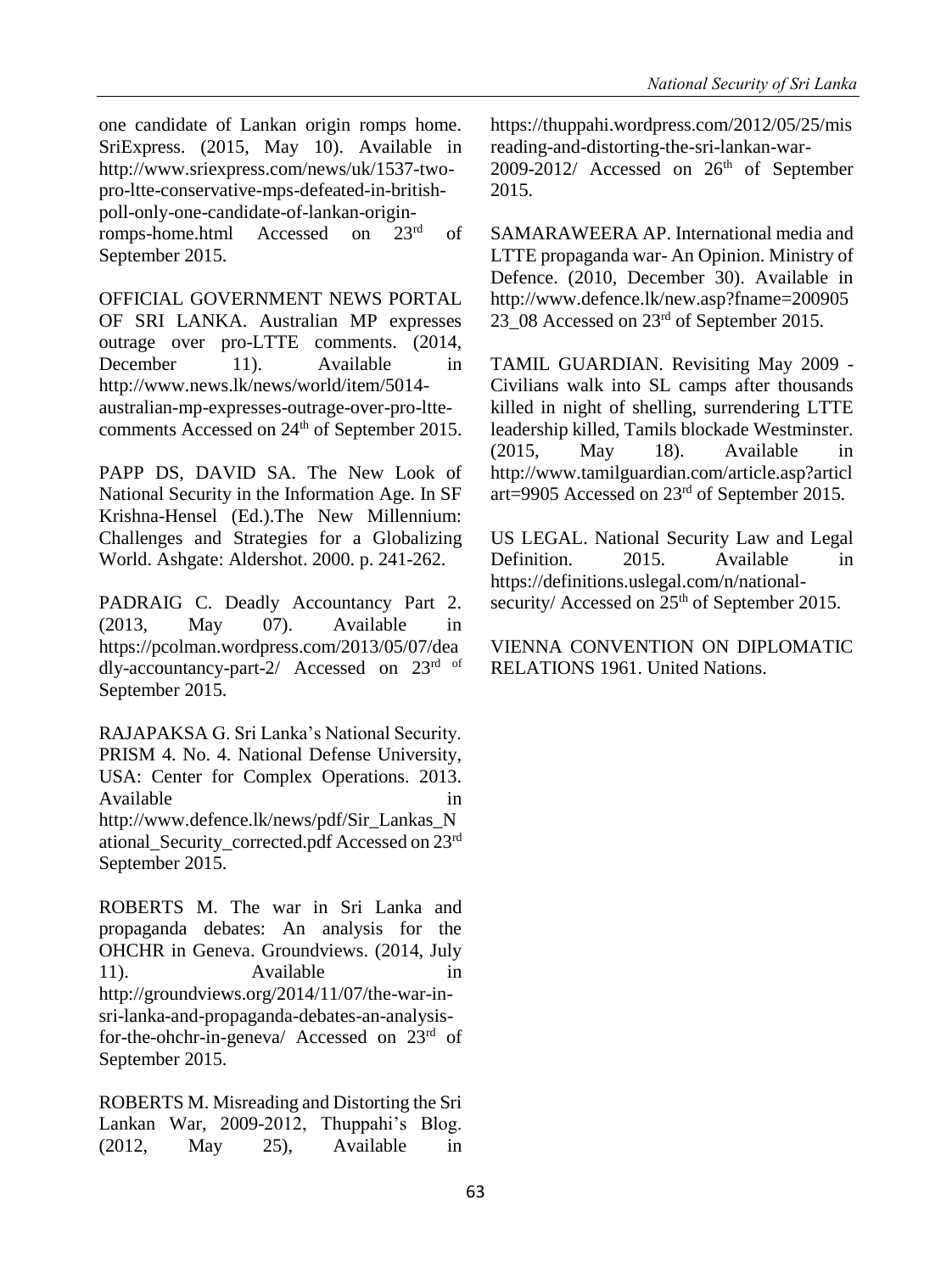one candidate of Lankan origin romps home. SriExpress. (2015, May 10). Available in http://www.sriexpress.com/news/uk/1537-two-pro-ltte-conservative-mps-defeated-in-british-poll-only-one-candidate-of-lankan-origin-romps-home.html Accessed on 23rd of September 2015.

OFFICIAL GOVERNMENT NEWS PORTAL OF SRI LANKA. Australian MP expresses outrage over pro-LTTE comments. (2014, December 11). Available in http://www.news.lk/news/world/item/5014-australian-mp-expresses-outrage-over-pro-ltte-comments Accessed on 24th of September 2015.

PAPP DS, DAVID SA. The New Look of National Security in the Information Age. In SF Krishna-Hensel (Ed.).The New Millennium: Challenges and Strategies for a Globalizing World. Ashgate: Aldershot. 2000. p. 241-262.

PADRAIG C. Deadly Accountancy Part 2. (2013, May 07). Available in https://pcolman.wordpress.com/2013/05/07/deadly-accountancy-part-2/ Accessed on 23rd of September 2015.

RAJAPAKSA G. Sri Lanka's National Security. PRISM 4. No. 4. National Defense University, USA: Center for Complex Operations. 2013. Available in http://www.defence.lk/news/pdf/Sir_Lankas_National_Security_corrected.pdf Accessed on 23rd September 2015.

ROBERTS M. The war in Sri Lanka and propaganda debates: An analysis for the OHCHR in Geneva. Groundviews. (2014, July 11). Available in http://groundviews.org/2014/11/07/the-war-in-sri-lanka-and-propaganda-debates-an-analysis-for-the-ohchr-in-geneva/ Accessed on 23rd of September 2015.

ROBERTS M. Misreading and Distorting the Sri Lankan War, 2009-2012, Thuppahi's Blog. (2012, May 25), Available in https://thuppahi.wordpress.com/2012/05/25/misreading-and-distorting-the-sri-lankan-war-2009-2012/ Accessed on 26th of September 2015.

SAMARAWEERA AP. International media and LTTE propaganda war- An Opinion. Ministry of Defence. (2010, December 30). Available in http://www.defence.lk/new.asp?fname=20090523_08 Accessed on 23rd of September 2015.

TAMIL GUARDIAN. Revisiting May 2009 - Civilians walk into SL camps after thousands killed in night of shelling, surrendering LTTE leadership killed, Tamils blockade Westminster. (2015, May 18). Available in http://www.tamilguardian.com/article.asp?articlart=9905 Accessed on 23rd of September 2015.

US LEGAL. National Security Law and Legal Definition. 2015. Available in https://definitions.uslegal.com/n/national-security/ Accessed on 25th of September 2015.

VIENNA CONVENTION ON DIPLOMATIC RELATIONS 1961. United Nations.